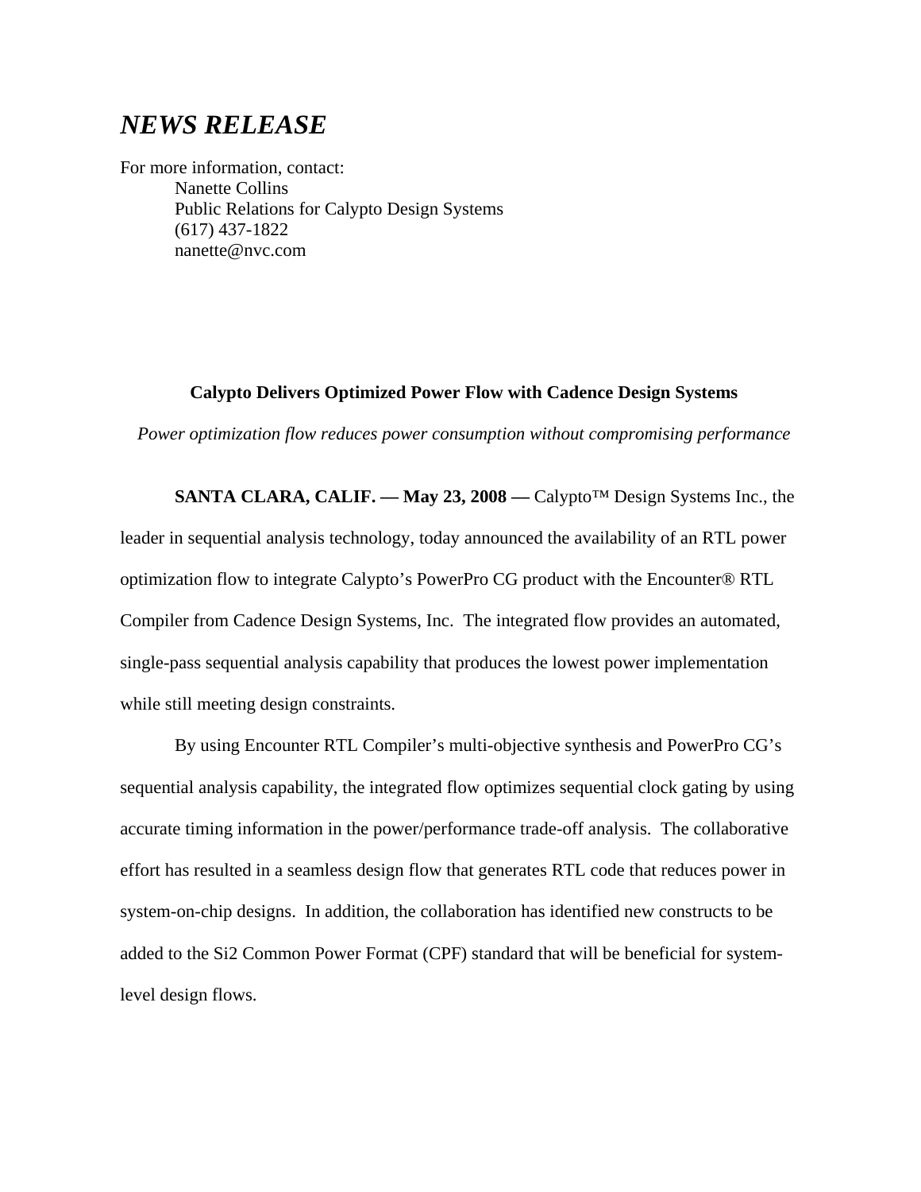# *NEWS RELEASE*

For more information, contact:

Nanette Collins
Public Relations for Calypto Design Systems
(617) 437-1822
nanette@nvc.com

**Calypto Delivers Optimized Power Flow with Cadence Design Systems**

*Power optimization flow reduces power consumption without compromising performance*

**SANTA CLARA, CALIF. — May 23, 2008 —** Calypto™ Design Systems Inc., the leader in sequential analysis technology, today announced the availability of an RTL power optimization flow to integrate Calypto's PowerPro CG product with the Encounter® RTL Compiler from Cadence Design Systems, Inc. The integrated flow provides an automated, single-pass sequential analysis capability that produces the lowest power implementation while still meeting design constraints.

By using Encounter RTL Compiler's multi-objective synthesis and PowerPro CG's sequential analysis capability, the integrated flow optimizes sequential clock gating by using accurate timing information in the power/performance trade-off analysis. The collaborative effort has resulted in a seamless design flow that generates RTL code that reduces power in system-on-chip designs. In addition, the collaboration has identified new constructs to be added to the Si2 Common Power Format (CPF) standard that will be beneficial for system-level design flows.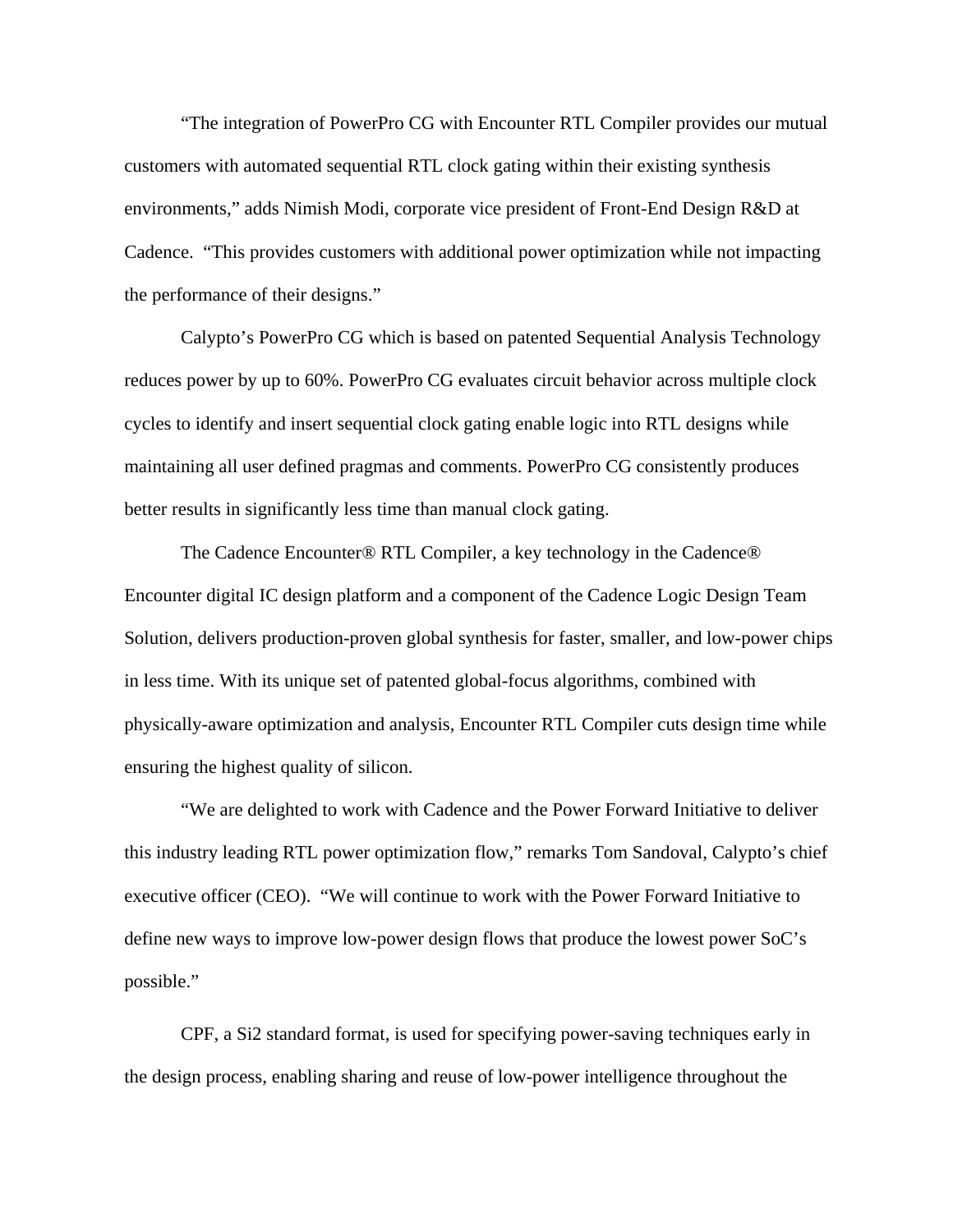"The integration of PowerPro CG with Encounter RTL Compiler provides our mutual customers with automated sequential RTL clock gating within their existing synthesis environments," adds Nimish Modi, corporate vice president of Front-End Design R&D at Cadence. "This provides customers with additional power optimization while not impacting the performance of their designs."

Calypto's PowerPro CG which is based on patented Sequential Analysis Technology reduces power by up to 60%. PowerPro CG evaluates circuit behavior across multiple clock cycles to identify and insert sequential clock gating enable logic into RTL designs while maintaining all user defined pragmas and comments. PowerPro CG consistently produces better results in significantly less time than manual clock gating.

The Cadence Encounter® RTL Compiler, a key technology in the Cadence® Encounter digital IC design platform and a component of the Cadence Logic Design Team Solution, delivers production-proven global synthesis for faster, smaller, and low-power chips in less time. With its unique set of patented global-focus algorithms, combined with physically-aware optimization and analysis, Encounter RTL Compiler cuts design time while ensuring the highest quality of silicon.

"We are delighted to work with Cadence and the Power Forward Initiative to deliver this industry leading RTL power optimization flow," remarks Tom Sandoval, Calypto's chief executive officer (CEO). "We will continue to work with the Power Forward Initiative to define new ways to improve low-power design flows that produce the lowest power SoC's possible."

CPF, a Si2 standard format, is used for specifying power-saving techniques early in the design process, enabling sharing and reuse of low-power intelligence throughout the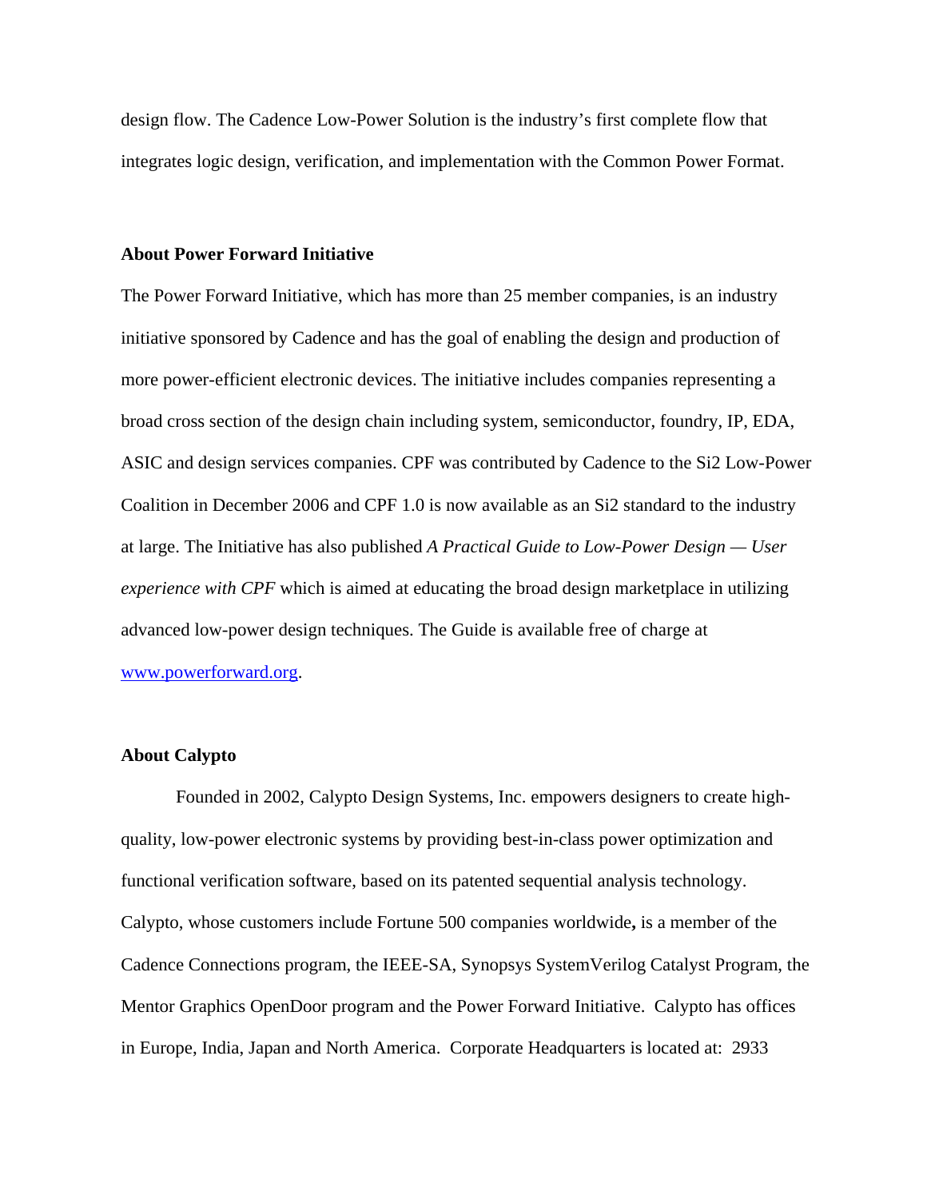design flow. The Cadence Low-Power Solution is the industry's first complete flow that integrates logic design, verification, and implementation with the Common Power Format.

**About Power Forward Initiative**

The Power Forward Initiative, which has more than 25 member companies, is an industry initiative sponsored by Cadence and has the goal of enabling the design and production of more power-efficient electronic devices. The initiative includes companies representing a broad cross section of the design chain including system, semiconductor, foundry, IP, EDA, ASIC and design services companies. CPF was contributed by Cadence to the Si2 Low-Power Coalition in December 2006 and CPF 1.0 is now available as an Si2 standard to the industry at large. The Initiative has also published *A Practical Guide to Low-Power Design — User experience with CPF* which is aimed at educating the broad design marketplace in utilizing advanced low-power design techniques. The Guide is available free of charge at [www.powerforward.org](http://www.powerforward.org).

**About Calypto**

Founded in 2002, Calypto Design Systems, Inc. empowers designers to create high-quality, low-power electronic systems by providing best-in-class power optimization and functional verification software, based on its patented sequential analysis technology. Calypto, whose customers include Fortune 500 companies worldwide**,** is a member of the Cadence Connections program, the IEEE-SA, Synopsys SystemVerilog Catalyst Program, the Mentor Graphics OpenDoor program and the Power Forward Initiative. Calypto has offices in Europe, India, Japan and North America. Corporate Headquarters is located at: 2933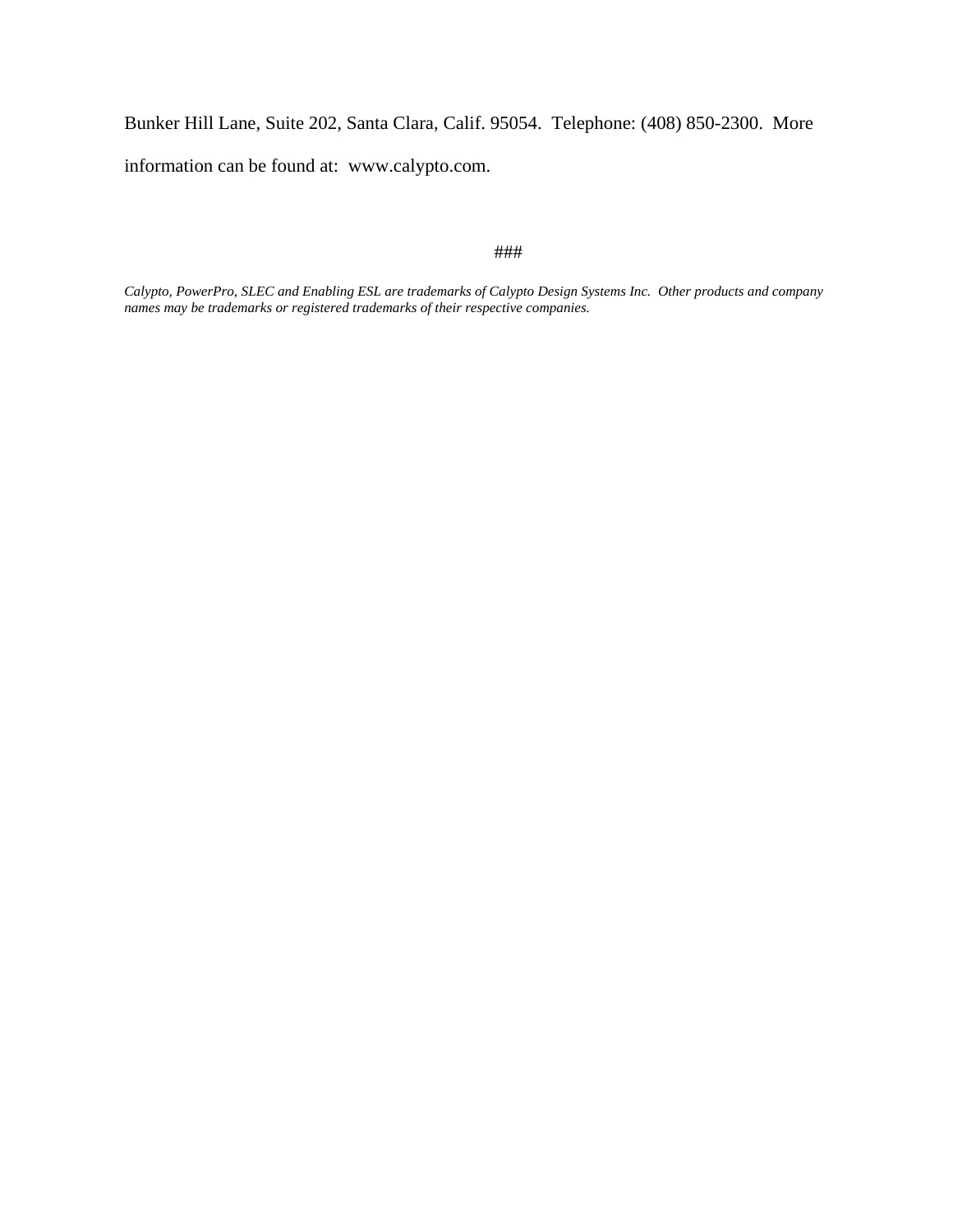Bunker Hill Lane, Suite 202, Santa Clara, Calif. 95054. Telephone: (408) 850-2300. More information can be found at: www.calypto.com.

###

*Calypto, PowerPro, SLEC and Enabling ESL are trademarks of Calypto Design Systems Inc. Other products and company names may be trademarks or registered trademarks of their respective companies.*